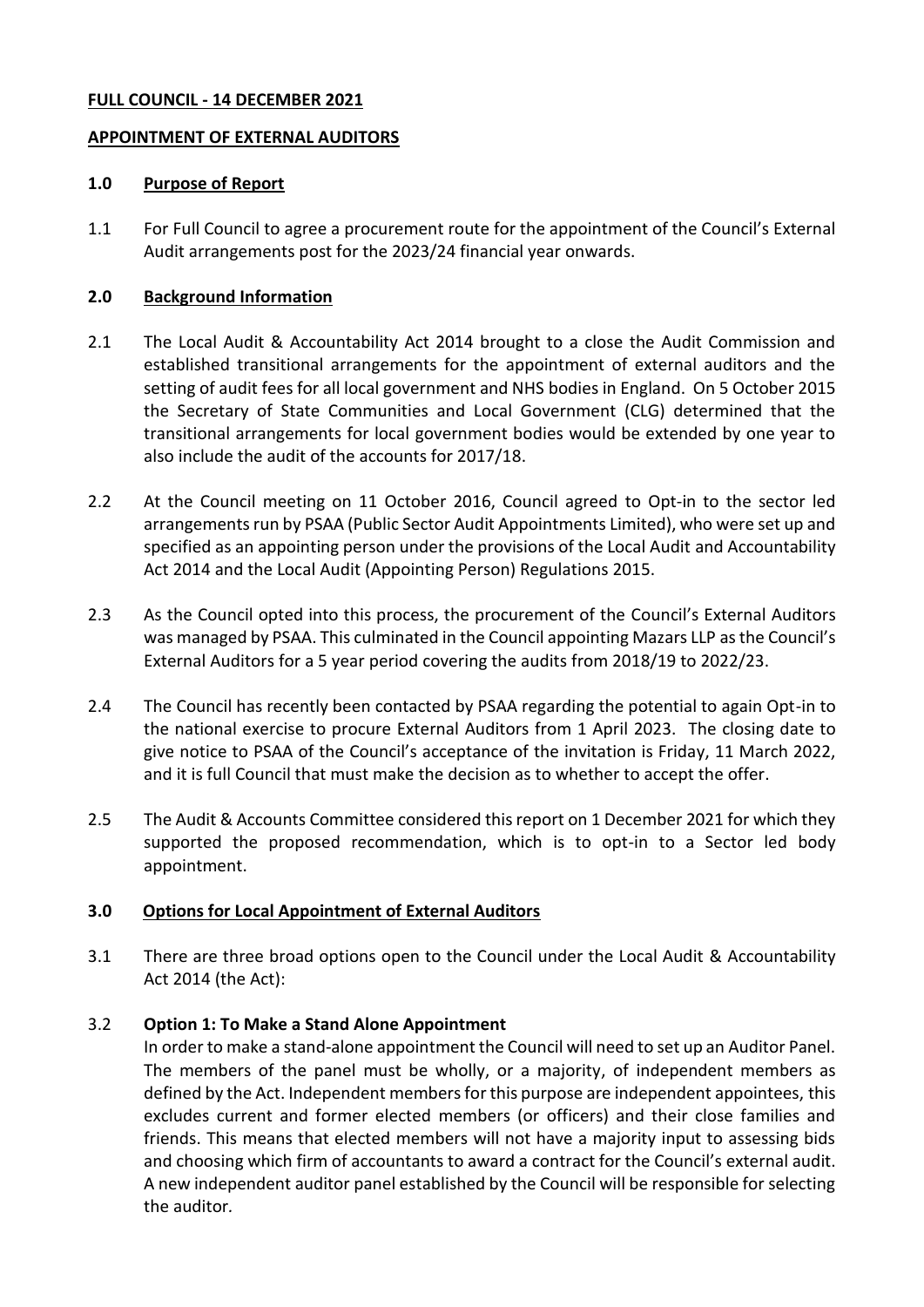**FULL COUNCIL - 14 DECEMBER 2021**

**APPOINTMENT OF EXTERNAL AUDITORS**

## 1.0 Purpose of Report

1.1 For Full Council to agree a procurement route for the appointment of the Council's External Audit arrangements post for the 2023/24 financial year onwards.

## 2.0 Background Information

2.1 The Local Audit & Accountability Act 2014 brought to a close the Audit Commission and established transitional arrangements for the appointment of external auditors and the setting of audit fees for all local government and NHS bodies in England. On 5 October 2015 the Secretary of State Communities and Local Government (CLG) determined that the transitional arrangements for local government bodies would be extended by one year to also include the audit of the accounts for 2017/18.

2.2 At the Council meeting on 11 October 2016, Council agreed to Opt-in to the sector led arrangements run by PSAA (Public Sector Audit Appointments Limited), who were set up and specified as an appointing person under the provisions of the Local Audit and Accountability Act 2014 and the Local Audit (Appointing Person) Regulations 2015.

2.3 As the Council opted into this process, the procurement of the Council's External Auditors was managed by PSAA. This culminated in the Council appointing Mazars LLP as the Council's External Auditors for a 5 year period covering the audits from 2018/19 to 2022/23.

2.4 The Council has recently been contacted by PSAA regarding the potential to again Opt-in to the national exercise to procure External Auditors from 1 April 2023. The closing date to give notice to PSAA of the Council's acceptance of the invitation is Friday, 11 March 2022, and it is full Council that must make the decision as to whether to accept the offer.

2.5 The Audit & Accounts Committee considered this report on 1 December 2021 for which they supported the proposed recommendation, which is to opt-in to a Sector led body appointment.

## 3.0 Options for Local Appointment of External Auditors

3.1 There are three broad options open to the Council under the Local Audit & Accountability Act 2014 (the Act):

3.2 **Option 1: To Make a Stand Alone Appointment**

In order to make a stand-alone appointment the Council will need to set up an Auditor Panel. The members of the panel must be wholly, or a majority, of independent members as defined by the Act. Independent members for this purpose are independent appointees, this excludes current and former elected members (or officers) and their close families and friends. This means that elected members will not have a majority input to assessing bids and choosing which firm of accountants to award a contract for the Council's external audit. A new independent auditor panel established by the Council will be responsible for selecting the auditor.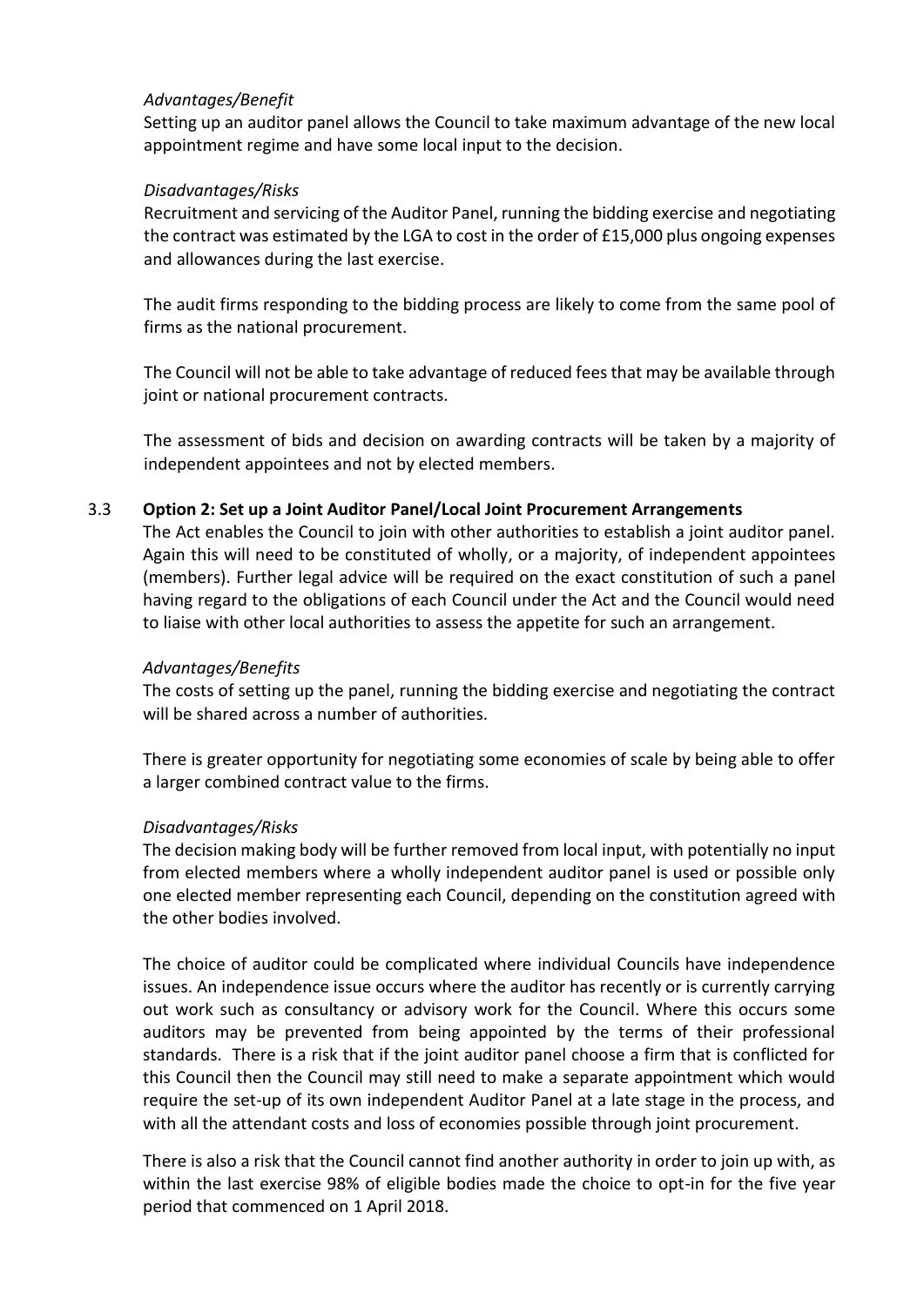*Advantages/Benefit*

Setting up an auditor panel allows the Council to take maximum advantage of the new local appointment regime and have some local input to the decision.

*Disadvantages/Risks*

Recruitment and servicing of the Auditor Panel, running the bidding exercise and negotiating the contract was estimated by the LGA to cost in the order of £15,000 plus ongoing expenses and allowances during the last exercise.

The audit firms responding to the bidding process are likely to come from the same pool of firms as the national procurement.

The Council will not be able to take advantage of reduced fees that may be available through joint or national procurement contracts.

The assessment of bids and decision on awarding contracts will be taken by a majority of independent appointees and not by elected members.

3.3 **Option 2: Set up a Joint Auditor Panel/Local Joint Procurement Arrangements**

The Act enables the Council to join with other authorities to establish a joint auditor panel. Again this will need to be constituted of wholly, or a majority, of independent appointees (members). Further legal advice will be required on the exact constitution of such a panel having regard to the obligations of each Council under the Act and the Council would need to liaise with other local authorities to assess the appetite for such an arrangement.

*Advantages/Benefits*

The costs of setting up the panel, running the bidding exercise and negotiating the contract will be shared across a number of authorities.

There is greater opportunity for negotiating some economies of scale by being able to offer a larger combined contract value to the firms.

*Disadvantages/Risks*

The decision making body will be further removed from local input, with potentially no input from elected members where a wholly independent auditor panel is used or possible only one elected member representing each Council, depending on the constitution agreed with the other bodies involved.

The choice of auditor could be complicated where individual Councils have independence issues. An independence issue occurs where the auditor has recently or is currently carrying out work such as consultancy or advisory work for the Council. Where this occurs some auditors may be prevented from being appointed by the terms of their professional standards. There is a risk that if the joint auditor panel choose a firm that is conflicted for this Council then the Council may still need to make a separate appointment which would require the set-up of its own independent Auditor Panel at a late stage in the process, and with all the attendant costs and loss of economies possible through joint procurement.

There is also a risk that the Council cannot find another authority in order to join up with, as within the last exercise 98% of eligible bodies made the choice to opt-in for the five year period that commenced on 1 April 2018.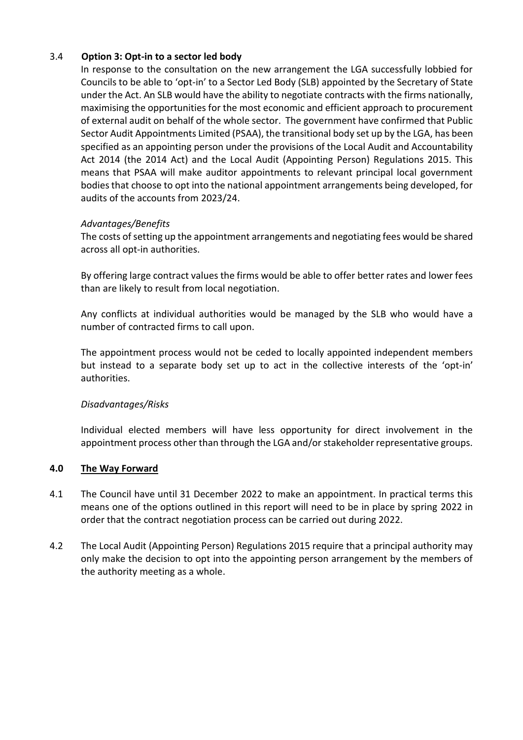### 3.4 Option 3: Opt-in to a sector led body

In response to the consultation on the new arrangement the LGA successfully lobbied for Councils to be able to 'opt-in' to a Sector Led Body (SLB) appointed by the Secretary of State under the Act. An SLB would have the ability to negotiate contracts with the firms nationally, maximising the opportunities for the most economic and efficient approach to procurement of external audit on behalf of the whole sector. The government have confirmed that Public Sector Audit Appointments Limited (PSAA), the transitional body set up by the LGA, has been specified as an appointing person under the provisions of the Local Audit and Accountability Act 2014 (the 2014 Act) and the Local Audit (Appointing Person) Regulations 2015. This means that PSAA will make auditor appointments to relevant principal local government bodies that choose to opt into the national appointment arrangements being developed, for audits of the accounts from 2023/24.

*Advantages/Benefits*

The costs of setting up the appointment arrangements and negotiating fees would be shared across all opt-in authorities.

By offering large contract values the firms would be able to offer better rates and lower fees than are likely to result from local negotiation.

Any conflicts at individual authorities would be managed by the SLB who would have a number of contracted firms to call upon.

The appointment process would not be ceded to locally appointed independent members but instead to a separate body set up to act in the collective interests of the 'opt-in' authorities.

*Disadvantages/Risks*

Individual elected members will have less opportunity for direct involvement in the appointment process other than through the LGA and/or stakeholder representative groups.

## 4.0 The Way Forward

4.1 The Council have until 31 December 2022 to make an appointment. In practical terms this means one of the options outlined in this report will need to be in place by spring 2022 in order that the contract negotiation process can be carried out during 2022.

4.2 The Local Audit (Appointing Person) Regulations 2015 require that a principal authority may only make the decision to opt into the appointing person arrangement by the members of the authority meeting as a whole.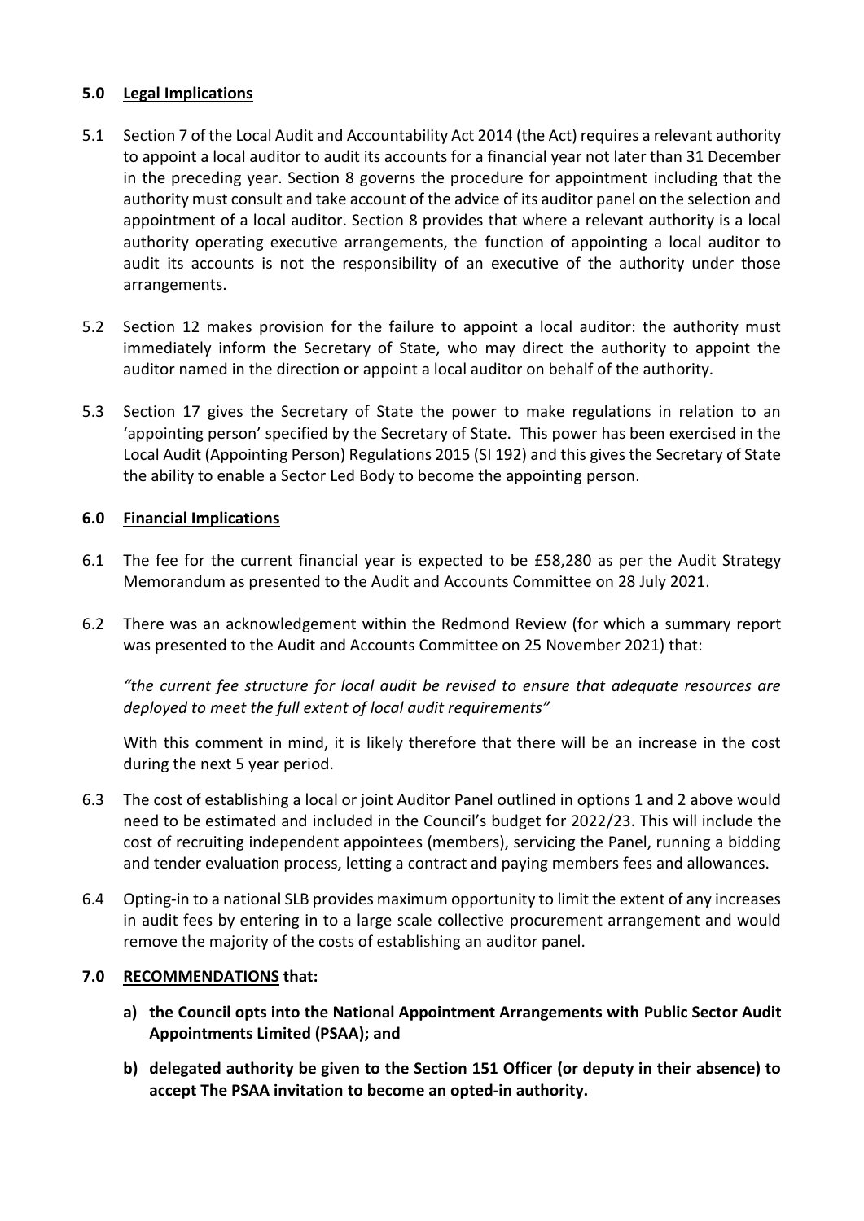## 5.0 Legal Implications

5.1 Section 7 of the Local Audit and Accountability Act 2014 (the Act) requires a relevant authority to appoint a local auditor to audit its accounts for a financial year not later than 31 December in the preceding year. Section 8 governs the procedure for appointment including that the authority must consult and take account of the advice of its auditor panel on the selection and appointment of a local auditor. Section 8 provides that where a relevant authority is a local authority operating executive arrangements, the function of appointing a local auditor to audit its accounts is not the responsibility of an executive of the authority under those arrangements.

5.2 Section 12 makes provision for the failure to appoint a local auditor: the authority must immediately inform the Secretary of State, who may direct the authority to appoint the auditor named in the direction or appoint a local auditor on behalf of the authority.

5.3 Section 17 gives the Secretary of State the power to make regulations in relation to an 'appointing person' specified by the Secretary of State. This power has been exercised in the Local Audit (Appointing Person) Regulations 2015 (SI 192) and this gives the Secretary of State the ability to enable a Sector Led Body to become the appointing person.

## 6.0 Financial Implications

6.1 The fee for the current financial year is expected to be £58,280 as per the Audit Strategy Memorandum as presented to the Audit and Accounts Committee on 28 July 2021.

6.2 There was an acknowledgement within the Redmond Review (for which a summary report was presented to the Audit and Accounts Committee on 25 November 2021) that:

*"the current fee structure for local audit be revised to ensure that adequate resources are deployed to meet the full extent of local audit requirements"*

With this comment in mind, it is likely therefore that there will be an increase in the cost during the next 5 year period.

6.3 The cost of establishing a local or joint Auditor Panel outlined in options 1 and 2 above would need to be estimated and included in the Council's budget for 2022/23. This will include the cost of recruiting independent appointees (members), servicing the Panel, running a bidding and tender evaluation process, letting a contract and paying members fees and allowances.

6.4 Opting-in to a national SLB provides maximum opportunity to limit the extent of any increases in audit fees by entering in to a large scale collective procurement arrangement and would remove the majority of the costs of establishing an auditor panel.

## 7.0 RECOMMENDATIONS that:

**a) the Council opts into the National Appointment Arrangements with Public Sector Audit Appointments Limited (PSAA); and**

**b) delegated authority be given to the Section 151 Officer (or deputy in their absence) to accept The PSAA invitation to become an opted-in authority.**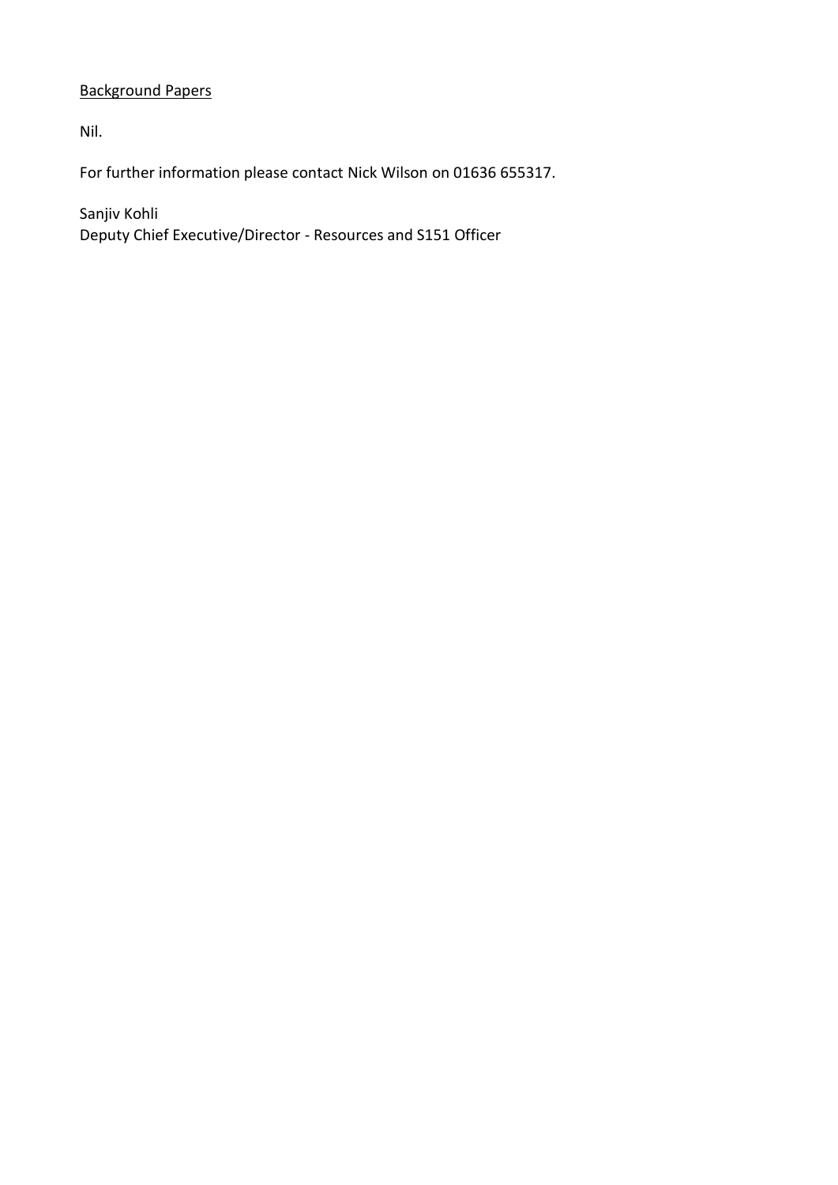<u>Background Papers</u>

Nil.

For further information please contact Nick Wilson on 01636 655317.

Sanjiv Kohli
Deputy Chief Executive/Director - Resources and S151 Officer